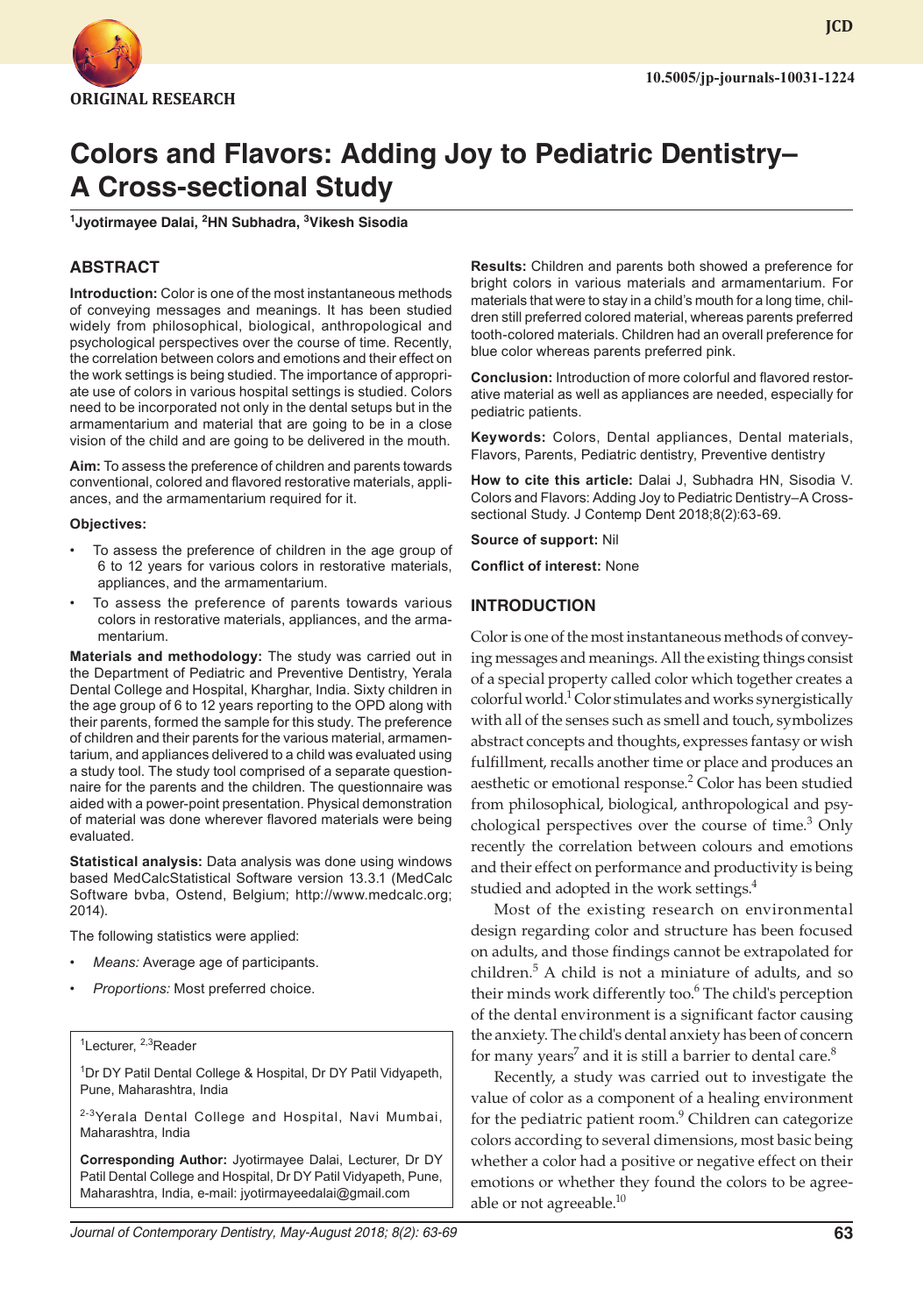ORIGINAL RESEARCH

10.5005/jp-journals-10031-1224

# Colors and Flavors: Adding Joy to Pediatric Dentistry–A Cross-sectional Study

[1]Jyotirmayee Dalai, [2]HN Subhadra, [3]Vikesh Sisodia

## ABSTRACT

**Introduction:** Color is one of the most instantaneous methods of conveying messages and meanings. It has been studied widely from philosophical, biological, anthropological and psychological perspectives over the course of time. Recently, the correlation between colors and emotions and their effect on the work settings is being studied. The importance of appropriate use of colors in various hospital settings is studied. Colors need to be incorporated not only in the dental setups but in the armamentarium and material that are going to be in a close vision of the child and are going to be delivered in the mouth.

**Aim:** To assess the preference of children and parents towards conventional, colored and flavored restorative materials, appliances, and the armamentarium required for it.

**Objectives:**

- To assess the preference of children in the age group of 6 to 12 years for various colors in restorative materials, appliances, and the armamentarium.
- To assess the preference of parents towards various colors in restorative materials, appliances, and the armamentarium.

**Materials and methodology:** The study was carried out in the Department of Pediatric and Preventive Dentistry, Yerala Dental College and Hospital, Kharghar, India. Sixty children in the age group of 6 to 12 years reporting to the OPD along with their parents, formed the sample for this study. The preference of children and their parents for the various material, armamentarium, and appliances delivered to a child was evaluated using a study tool. The study tool comprised of a separate questionnaire for the parents and the children. The questionnaire was aided with a power-point presentation. Physical demonstration of material was done wherever flavored materials were being evaluated.

**Statistical analysis:** Data analysis was done using windows based MedCalcStatistical Software version 13.3.1 (MedCalc Software bvba, Ostend, Belgium; http://www.medcalc.org; 2014).

The following statistics were applied:

- *Means:* Average age of participants.
- *Proportions:* Most preferred choice.

**Results:** Children and parents both showed a preference for bright colors in various materials and armamentarium. For materials that were to stay in a child's mouth for a long time, children still preferred colored material, whereas parents preferred tooth-colored materials. Children had an overall preference for blue color whereas parents preferred pink.

**Conclusion:** Introduction of more colorful and flavored restorative material as well as appliances are needed, especially for pediatric patients.

**Keywords:** Colors, Dental appliances, Dental materials, Flavors, Parents, Pediatric dentistry, Preventive dentistry

**How to cite this article:** Dalai J, Subhadra HN, Sisodia V. Colors and Flavors: Adding Joy to Pediatric Dentistry–A Cross-sectional Study. J Contemp Dent 2018;8(2):63-69.

**Source of support:** Nil

**Conflict of interest:** None

[1]Lecturer, [2,3]Reader

[1]Dr DY Patil Dental College & Hospital, Dr DY Patil Vidyapeth, Pune, Maharashtra, India

[2-3]Yerala Dental College and Hospital, Navi Mumbai, Maharashtra, India

**Corresponding Author:** Jyotirmayee Dalai, Lecturer, Dr DY Patil Dental College and Hospital, Dr DY Patil Vidyapeth, Pune, Maharashtra, India, e-mail: jyotirmayeedalai@gmail.com

## INTRODUCTION

Color is one of the most instantaneous methods of conveying messages and meanings. All the existing things consist of a special property called color which together creates a colorful world.[1] Color stimulates and works synergistically with all of the senses such as smell and touch, symbolizes abstract concepts and thoughts, expresses fantasy or wish fulfillment, recalls another time or place and produces an aesthetic or emotional response.[2] Color has been studied from philosophical, biological, anthropological and psychological perspectives over the course of time.[3] Only recently the correlation between colours and emotions and their effect on performance and productivity is being studied and adopted in the work settings.[4]

Most of the existing research on environmental design regarding color and structure has been focused on adults, and those findings cannot be extrapolated for children.[5] A child is not a miniature of adults, and so their minds work differently too.[6] The child's perception of the dental environment is a significant factor causing the anxiety. The child's dental anxiety has been of concern for many years[7] and it is still a barrier to dental care.[8]

Recently, a study was carried out to investigate the value of color as a component of a healing environment for the pediatric patient room.[9] Children can categorize colors according to several dimensions, most basic being whether a color had a positive or negative effect on their emotions or whether they found the colors to be agreeable or not agreeable.[10]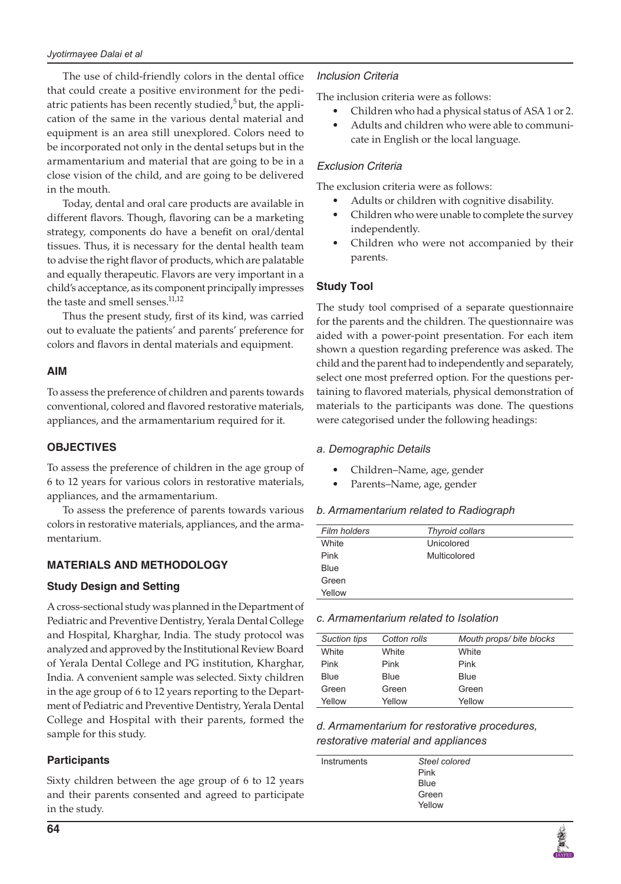The use of child-friendly colors in the dental office that could create a positive environment for the pediatric patients has been recently studied,[5] but, the application of the same in the various dental material and equipment is an area still unexplored. Colors need to be incorporated not only in the dental setups but in the armamentarium and material that are going to be in a close vision of the child, and are going to be delivered in the mouth.

Today, dental and oral care products are available in different flavors. Though, flavoring can be a marketing strategy, components do have a benefit on oral/dental tissues. Thus, it is necessary for the dental health team to advise the right flavor of products, which are palatable and equally therapeutic. Flavors are very important in a child's acceptance, as its component principally impresses the taste and smell senses.[11,12]

Thus the present study, first of its kind, was carried out to evaluate the patients' and parents' preference for colors and flavors in dental materials and equipment.

## AIM

To assess the preference of children and parents towards conventional, colored and flavored restorative materials, appliances, and the armamentarium required for it.

## OBJECTIVES

To assess the preference of children in the age group of 6 to 12 years for various colors in restorative materials, appliances, and the armamentarium.

To assess the preference of parents towards various colors in restorative materials, appliances, and the armamentarium.

## MATERIALS AND METHODOLOGY

### Study Design and Setting

A cross-sectional study was planned in the Department of Pediatric and Preventive Dentistry, Yerala Dental College and Hospital, Kharghar, India. The study protocol was analyzed and approved by the Institutional Review Board of Yerala Dental College and PG institution, Kharghar, India. A convenient sample was selected. Sixty children in the age group of 6 to 12 years reporting to the Department of Pediatric and Preventive Dentistry, Yerala Dental College and Hospital with their parents, formed the sample for this study.

### Participants

Sixty children between the age group of 6 to 12 years and their parents consented and agreed to participate in the study.

#### *Inclusion Criteria*

The inclusion criteria were as follows:

- Children who had a physical status of ASA 1 or 2.
- Adults and children who were able to communicate in English or the local language.

#### *Exclusion Criteria*

The exclusion criteria were as follows:

- Adults or children with cognitive disability.
- Children who were unable to complete the survey independently.
- Children who were not accompanied by their parents.

### Study Tool

The study tool comprised of a separate questionnaire for the parents and the children. The questionnaire was aided with a power-point presentation. For each item shown a question regarding preference was asked. The child and the parent had to independently and separately, select one most preferred option. For the questions pertaining to flavored materials, physical demonstration of materials to the participants was done. The questions were categorised under the following headings:

#### *a. Demographic Details*

- Children–Name, age, gender
- Parents–Name, age, gender

#### *b. Armamentarium related to Radiograph*

| *Film holders* | *Thyroid collars* |
|---|---|
| White | Unicolored |
| Pink | Multicolored |
| Blue | |
| Green | |
| Yellow | |

#### *c. Armamentarium related to Isolation*

| *Suction tips* | *Cotton rolls* | *Mouth props/ bite blocks* |
|---|---|---|
| White | White | White |
| Pink | Pink | Pink |
| Blue | Blue | Blue |
| Green | Green | Green |
| Yellow | Yellow | Yellow |

#### *d. Armamentarium for restorative procedures, restorative material and appliances*

| Instruments | *Steel colored* |
|---|---|
| | Pink |
| | Blue |
| | Green |
| | Yellow |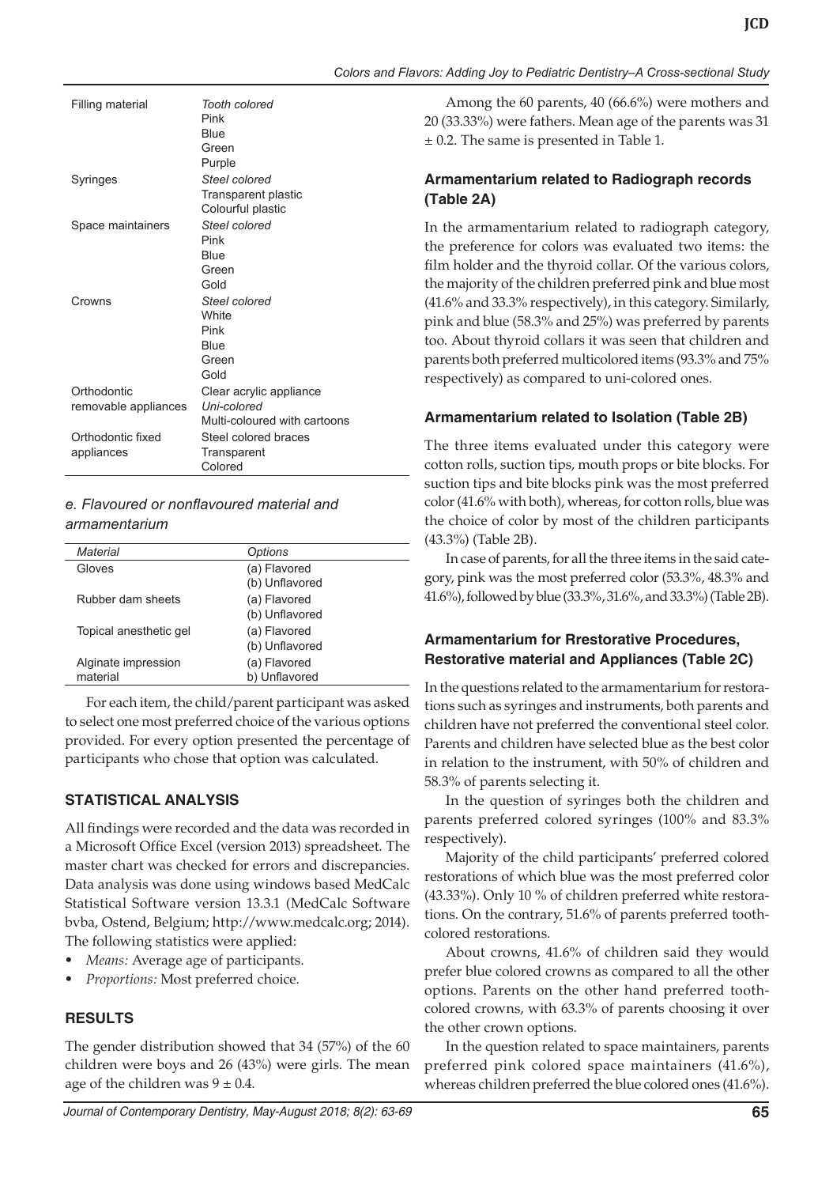| Filling material | *Tooth colored* |
|---|---|
| | Pink |
| | Blue |
| | Green |
| | Purple |
| Syringes | *Steel colored* |
| | Transparent plastic |
| | Colourful plastic |
| Space maintainers | *Steel colored* |
| | Pink |
| | Blue |
| | Green |
| | Gold |
| Crowns | *Steel colored* |
| | White |
| | Pink |
| | Blue |
| | Green |
| | Gold |
| Orthodontic removable appliances | Clear acrylic appliance |
| | *Uni-colored* |
| | Multi-coloured with cartoons |
| Orthodontic fixed appliances | Steel colored braces |
| | Transparent |
| | Colored |

*e. Flavoured or nonflavoured material and armamentarium*

| *Material* | *Options* |
|---|---|
| Gloves | (a) Flavored |
| | (b) Unflavored |
| Rubber dam sheets | (a) Flavored |
| | (b) Unflavored |
| Topical anesthetic gel | (a) Flavored |
| | (b) Unflavored |
| Alginate impression material | (a) Flavored |
| | b) Unflavored |

For each item, the child/parent participant was asked to select one most preferred choice of the various options provided. For every option presented the percentage of participants who chose that option was calculated.

## STATISTICAL ANALYSIS

All findings were recorded and the data was recorded in a Microsoft Office Excel (version 2013) spreadsheet. The master chart was checked for errors and discrepancies. Data analysis was done using windows based MedCalc Statistical Software version 13.3.1 (MedCalc Software bvba, Ostend, Belgium; http://www.medcalc.org; 2014). The following statistics were applied:

- *Means:* Average age of participants.
- *Proportions:* Most preferred choice.

## RESULTS

The gender distribution showed that 34 (57%) of the 60 children were boys and 26 (43%) were girls. The mean age of the children was $9 \pm 0.4$.

Among the 60 parents, 40 (66.6%) were mothers and 20 (33.33%) were fathers. Mean age of the parents was 31 $\pm$ 0.2. The same is presented in Table 1.

### Armamentarium related to Radiograph records (Table 2A)

In the armamentarium related to radiograph category, the preference for colors was evaluated two items: the film holder and the thyroid collar. Of the various colors, the majority of the children preferred pink and blue most (41.6% and 33.3% respectively), in this category. Similarly, pink and blue (58.3% and 25%) was preferred by parents too. About thyroid collars it was seen that children and parents both preferred multicolored items (93.3% and 75% respectively) as compared to uni-colored ones.

### Armamentarium related to Isolation (Table 2B)

The three items evaluated under this category were cotton rolls, suction tips, mouth props or bite blocks. For suction tips and bite blocks pink was the most preferred color (41.6% with both), whereas, for cotton rolls, blue was the choice of color by most of the children participants (43.3%) (Table 2B).

In case of parents, for all the three items in the said category, pink was the most preferred color (53.3%, 48.3% and 41.6%), followed by blue (33.3%, 31.6%, and 33.3%) (Table 2B).

### Armamentarium for Rrestorative Procedures, Restorative material and Appliances (Table 2C)

In the questions related to the armamentarium for restorations such as syringes and instruments, both parents and children have not preferred the conventional steel color. Parents and children have selected blue as the best color in relation to the instrument, with 50% of children and 58.3% of parents selecting it.

In the question of syringes both the children and parents preferred colored syringes (100% and 83.3% respectively).

Majority of the child participants' preferred colored restorations of which blue was the most preferred color (43.33%). Only 10 % of children preferred white restorations. On the contrary, 51.6% of parents preferred tooth-colored restorations.

About crowns, 41.6% of children said they would prefer blue colored crowns as compared to all the other options. Parents on the other hand preferred tooth-colored crowns, with 63.3% of parents choosing it over the other crown options.

In the question related to space maintainers, parents preferred pink colored space maintainers (41.6%), whereas children preferred the blue colored ones (41.6%).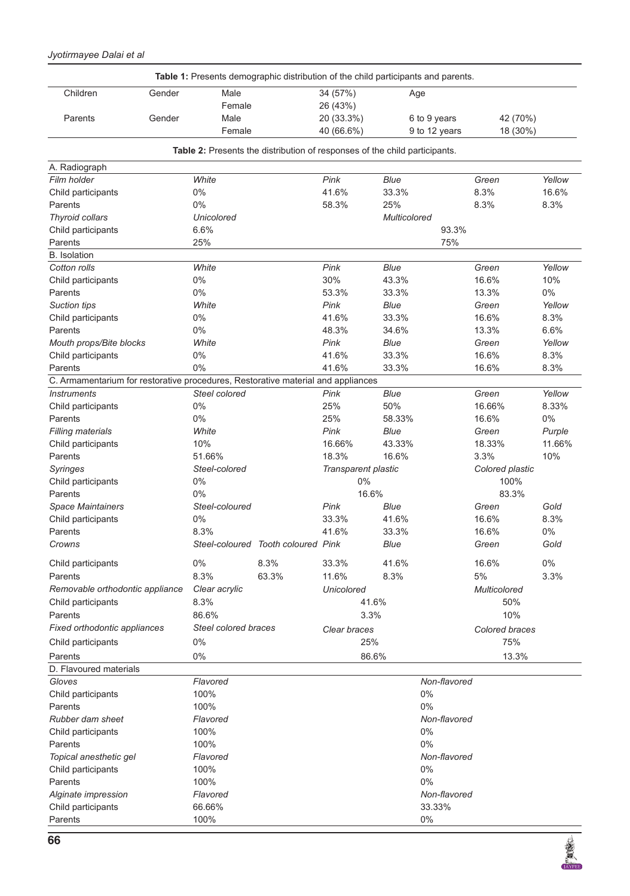**Table 1:** Presents demographic distribution of the child participants and parents.

| | | | | | |
|---|---|---|---|---|---|
| Children | Gender | Male | 34 (57%) | Age | |
| | | Female | 26 (43%) | | |
| Parents | Gender | Male | 20 (33.3%) | 6 to 9 years | 42 (70%) |
| | | Female | 40 (66.6%) | 9 to 12 years | 18 (30%) |

**Table 2:** Presents the distribution of responses of the child participants.

| | | | | | | |
|---|---|---|---|---|---|---|
| A. Radiograph | | | | | | |
| *Film holder* | *White* | | *Pink* | *Blue* | *Green* | *Yellow* |
| Child participants | 0% | | 41.6% | 33.3% | 8.3% | 16.6% |
| Parents | 0% | | 58.3% | 25% | 8.3% | 8.3% |
| *Thyroid collars* | *Unicolored* | | | *Multicolored* | | |
| Child participants | 6.6% | | | 93.3% | | |
| Parents | 25% | | | 75% | | |
| B. Isolation | | | | | | |
| *Cotton rolls* | *White* | | *Pink* | *Blue* | *Green* | *Yellow* |
| Child participants | 0% | | 30% | 43.3% | 16.6% | 10% |
| Parents | 0% | | 53.3% | 33.3% | 13.3% | 0% |
| *Suction tips* | *White* | | *Pink* | *Blue* | *Green* | *Yellow* |
| Child participants | 0% | | 41.6% | 33.3% | 16.6% | 8.3% |
| Parents | 0% | | 48.3% | 34.6% | 13.3% | 6.6% |
| *Mouth props/Bite blocks* | *White* | | *Pink* | *Blue* | *Green* | *Yellow* |
| Child participants | 0% | | 41.6% | 33.3% | 16.6% | 8.3% |
| Parents | 0% | | 41.6% | 33.3% | 16.6% | 8.3% |
| C. Armamentarium for restorative procedures, Restorative material and appliances | | | | | | |
| *Instruments* | *Steel colored* | | *Pink* | *Blue* | *Green* | *Yellow* |
| Child participants | 0% | | 25% | 50% | 16.66% | 8.33% |
| Parents | 0% | | 25% | 58.33% | 16.6% | 0% |
| *Filling materials* | *White* | | *Pink* | *Blue* | *Green* | *Purple* |
| Child participants | 10% | | 16.66% | 43.33% | 18.33% | 11.66% |
| Parents | 51.66% | | 18.3% | 16.6% | 3.3% | 10% |
| *Syringes* | *Steel-colored* | | *Transparent plastic* | | *Colored plastic* | |
| Child participants | 0% | | 0% | | 100% | |
| Parents | 0% | | 16.6% | | 83.3% | |
| *Space Maintainers* | *Steel-coloured* | | *Pink* | *Blue* | *Green* | *Gold* |
| Child participants | 0% | | 33.3% | 41.6% | 16.6% | 8.3% |
| Parents | 8.3% | | 41.6% | 33.3% | 16.6% | 0% |
| *Crowns* | *Steel-coloured* | *Tooth coloured* | *Pink* | *Blue* | *Green* | *Gold* |
| Child participants | 0% | 8.3% | 33.3% | 41.6% | 16.6% | 0% |
| Parents | 8.3% | 63.3% | 11.6% | 8.3% | 5% | 3.3% |
| *Removable orthodontic appliance* | *Clear acrylic* | | *Unicolored* | | *Multicolored* | |
| Child participants | 8.3% | | 41.6% | | 50% | |
| Parents | 86.6% | | 3.3% | | 10% | |
| *Fixed orthodontic appliances* | *Steel colored braces* | | *Clear braces* | | *Colored braces* | |
| Child participants | 0% | | 25% | | 75% | |
| Parents | 0% | | 86.6% | | 13.3% | |
| D. Flavoured materials | | | | | | |
| *Gloves* | *Flavored* | | | *Non-flavored* | | |
| Child participants | 100% | | | 0% | | |
| Parents | 100% | | | 0% | | |
| *Rubber dam sheet* | *Flavored* | | | *Non-flavored* | | |
| Child participants | 100% | | | 0% | | |
| Parents | 100% | | | 0% | | |
| *Topical anesthetic gel* | *Flavored* | | | *Non-flavored* | | |
| Child participants | 100% | | | 0% | | |
| Parents | 100% | | | 0% | | |
| *Alginate impression* | *Flavored* | | | *Non-flavored* | | |
| Child participants | 66.66% | | | 33.33% | | |
| Parents | 100% | | | 0% | | |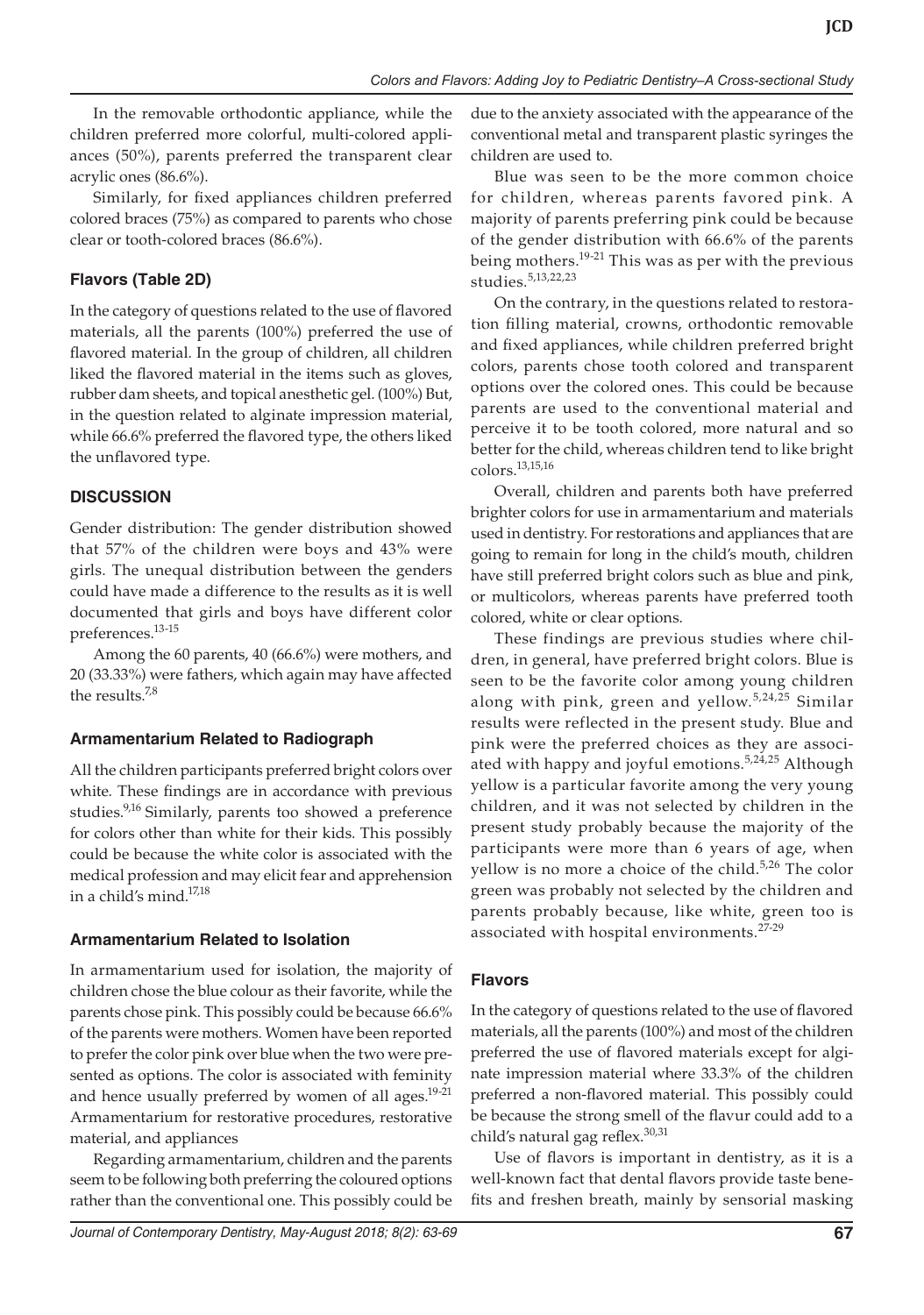In the removable orthodontic appliance, while the children preferred more colorful, multi-colored appliances (50%), parents preferred the transparent clear acrylic ones (86.6%).

Similarly, for fixed appliances children preferred colored braces (75%) as compared to parents who chose clear or tooth-colored braces (86.6%).

### Flavors (Table 2D)

In the category of questions related to the use of flavored materials, all the parents (100%) preferred the use of flavored material. In the group of children, all children liked the flavored material in the items such as gloves, rubber dam sheets, and topical anesthetic gel. (100%) But, in the question related to alginate impression material, while 66.6% preferred the flavored type, the others liked the unflavored type.

## DISCUSSION

Gender distribution: The gender distribution showed that 57% of the children were boys and 43% were girls. The unequal distribution between the genders could have made a difference to the results as it is well documented that girls and boys have different color preferences.[13-15]

Among the 60 parents, 40 (66.6%) were mothers, and 20 (33.33%) were fathers, which again may have affected the results.[7,8]

### Armamentarium Related to Radiograph

All the children participants preferred bright colors over white. These findings are in accordance with previous studies.[9,16] Similarly, parents too showed a preference for colors other than white for their kids. This possibly could be because the white color is associated with the medical profession and may elicit fear and apprehension in a child's mind.[17,18]

### Armamentarium Related to Isolation

In armamentarium used for isolation, the majority of children chose the blue colour as their favorite, while the parents chose pink. This possibly could be because 66.6% of the parents were mothers. Women have been reported to prefer the color pink over blue when the two were presented as options. The color is associated with feminity and hence usually preferred by women of all ages.[19-21] Armamentarium for restorative procedures, restorative material, and appliances

Regarding armamentarium, children and the parents seem to be following both preferring the coloured options rather than the conventional one. This possibly could be due to the anxiety associated with the appearance of the conventional metal and transparent plastic syringes the children are used to.

Blue was seen to be the more common choice for children, whereas parents favored pink. A majority of parents preferring pink could be because of the gender distribution with 66.6% of the parents being mothers.[19-21] This was as per with the previous studies.[5,13,22,23]

On the contrary, in the questions related to restoration filling material, crowns, orthodontic removable and fixed appliances, while children preferred bright colors, parents chose tooth colored and transparent options over the colored ones. This could be because parents are used to the conventional material and perceive it to be tooth colored, more natural and so better for the child, whereas children tend to like bright colors.[13,15,16]

Overall, children and parents both have preferred brighter colors for use in armamentarium and materials used in dentistry. For restorations and appliances that are going to remain for long in the child's mouth, children have still preferred bright colors such as blue and pink, or multicolors, whereas parents have preferred tooth colored, white or clear options.

These findings are previous studies where children, in general, have preferred bright colors. Blue is seen to be the favorite color among young children along with pink, green and yellow.[5,24,25] Similar results were reflected in the present study. Blue and pink were the preferred choices as they are associated with happy and joyful emotions.[5,24,25] Although yellow is a particular favorite among the very young children, and it was not selected by children in the present study probably because the majority of the participants were more than 6 years of age, when yellow is no more a choice of the child.[5,26] The color green was probably not selected by the children and parents probably because, like white, green too is associated with hospital environments.[27-29]

### Flavors

In the category of questions related to the use of flavored materials, all the parents (100%) and most of the children preferred the use of flavored materials except for alginate impression material where 33.3% of the children preferred a non-flavored material. This possibly could be because the strong smell of the flavur could add to a child's natural gag reflex.[30,31]

Use of flavors is important in dentistry, as it is a well-known fact that dental flavors provide taste benefits and freshen breath, mainly by sensorial masking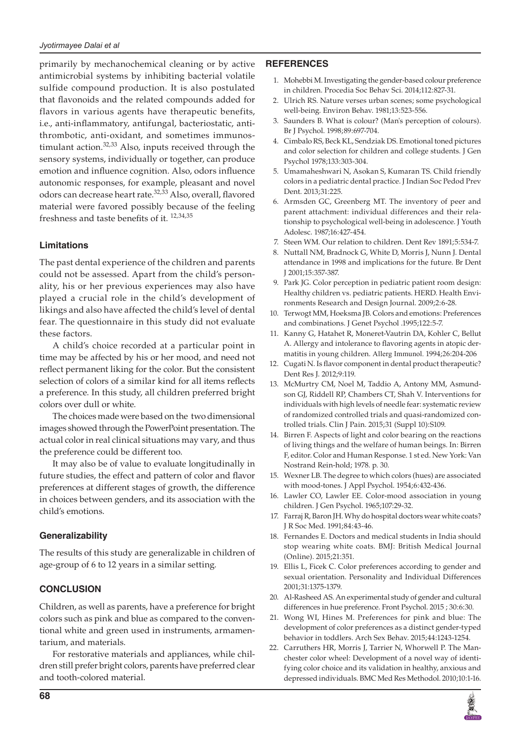primarily by mechanochemical cleaning or by active antimicrobial systems by inhibiting bacterial volatile sulfide compound production. It is also postulated that flavonoids and the related compounds added for flavors in various agents have therapeutic benefits, i.e., anti-inflammatory, antifungal, bacteriostatic, antithrombotic, anti-oxidant, and sometimes immunostimulant action.[32,33] Also, inputs received through the sensory systems, individually or together, can produce emotion and influence cognition. Also, odors influence autonomic responses, for example, pleasant and novel odors can decrease heart rate.[32,33] Also, overall, flavored material were favored possibly because of the feeling freshness and taste benefits of it. [12,34,35]

### Limitations

The past dental experience of the children and parents could not be assessed. Apart from the child's personality, his or her previous experiences may also have played a crucial role in the child's development of likings and also have affected the child's level of dental fear. The questionnaire in this study did not evaluate these factors.

A child's choice recorded at a particular point in time may be affected by his or her mood, and need not reflect permanent liking for the color. But the consistent selection of colors of a similar kind for all items reflects a preference. In this study, all children preferred bright colors over dull or white.

The choices made were based on the two dimensional images showed through the PowerPoint presentation. The actual color in real clinical situations may vary, and thus the preference could be different too.

It may also be of value to evaluate longitudinally in future studies, the effect and pattern of color and flavor preferences at different stages of growth, the difference in choices between genders, and its association with the child's emotions.

### Generalizability

The results of this study are generalizable in children of age-group of 6 to 12 years in a similar setting.

## CONCLUSION

Children, as well as parents, have a preference for bright colors such as pink and blue as compared to the conventional white and green used in instruments, armamentarium, and materials.

For restorative materials and appliances, while children still prefer bright colors, parents have preferred clear and tooth-colored material.

## REFERENCES

1. Mohebbi M. Investigating the gender-based colour preference in children. Procedia Soc Behav Sci. 2014;112:827-31.
2. Ulrich RS. Nature verses urban scenes; some psychological well-being. Environ Behav. 1981;13:523-556.
3. Saunders B. What is colour? (Man's perception of colours). Br J Psychol. 1998;89:697-704.
4. Cimbalo RS, Beck KL, Sendziak DS. Emotional toned pictures and color selection for children and college students. J Gen Psychol 1978;133:303-304.
5. Umamaheshwari N, Asokan S, Kumaran TS. Child friendly colors in a pediatric dental practice. J Indian Soc Pedod Prev Dent. 2013;31:225.
6. Armsden GC, Greenberg MT. The inventory of peer and parent attachment: individual differences and their relationship to psychological well-being in adolescence. J Youth Adolesc. 1987;16:427-454.
7. Steen WM. Our relation to children. Dent Rev 1891;5:534-7.
8. Nuttall NM, Bradnock G, White D, Morris J, Nunn J. Dental attendance in 1998 and implications for the future. Br Dent J 2001;15:357-387.
9. Park JG. Color perception in pediatric patient room design: Healthy children vs. pediatric patients. HERD. Health Environments Research and Design Journal. 2009;2:6-28.
10. Terwogt MM, Hoeksma JB. Colors and emotions: Preferences and combinations. J Genet Psychol .1995;122:5-7.
11. Kanny G, Hatahet R, Moneret-Vautrin DA, Kohler C, Bellut A. Allergy and intolerance to flavoring agents in atopic dermatitis in young children. Allerg Immunol. 1994;26:204-206
12. Cugati N. Is flavor component in dental product therapeutic? Dent Res J. 2012;9:119.
13. McMurtry CM, Noel M, Taddio A, Antony MM, Asmundson GJ, Riddell RP, Chambers CT, Shah V. Interventions for individuals with high levels of needle fear: systematic review of randomized controlled trials and quasi-randomized controlled trials. Clin J Pain. 2015;31 (Suppl 10):S109.
14. Birren F. Aspects of light and color bearing on the reactions of living things and the welfare of human beings. In: Birren F, editor. Color and Human Response. 1 st ed. New York: Van Nostrand Rein-hold; 1978. p. 30.
15. Wexner LB. The degree to which colors (hues) are associated with mood-tones. J Appl Psychol. 1954;6:432-436.
16. Lawler CO, Lawler EE. Color-mood association in young children. J Gen Psychol. 1965;107:29-32.
17. Farraj R, Baron JH. Why do hospital doctors wear white coats? J R Soc Med. 1991;84:43-46.
18. Fernandes E. Doctors and medical students in India should stop wearing white coats. BMJ: British Medical Journal (Online). 2015;21:351.
19. Ellis L, Ficek C. Color preferences according to gender and sexual orientation. Personality and Individual Differences 2001;31:1375-1379.
20. Al-Rasheed AS. An experimental study of gender and cultural differences in hue preference. Front Psychol. 2015 ; 30:6:30.
21. Wong WI, Hines M. Preferences for pink and blue: The development of color preferences as a distinct gender-typed behavior in toddlers. Arch Sex Behav. 2015;44:1243-1254.
22. Carruthers HR, Morris J, Tarrier N, Whorwell P. The Manchester color wheel: Development of a novel way of identifying color choice and its validation in healthy, anxious and depressed individuals. BMC Med Res Methodol. 2010;10:1-16.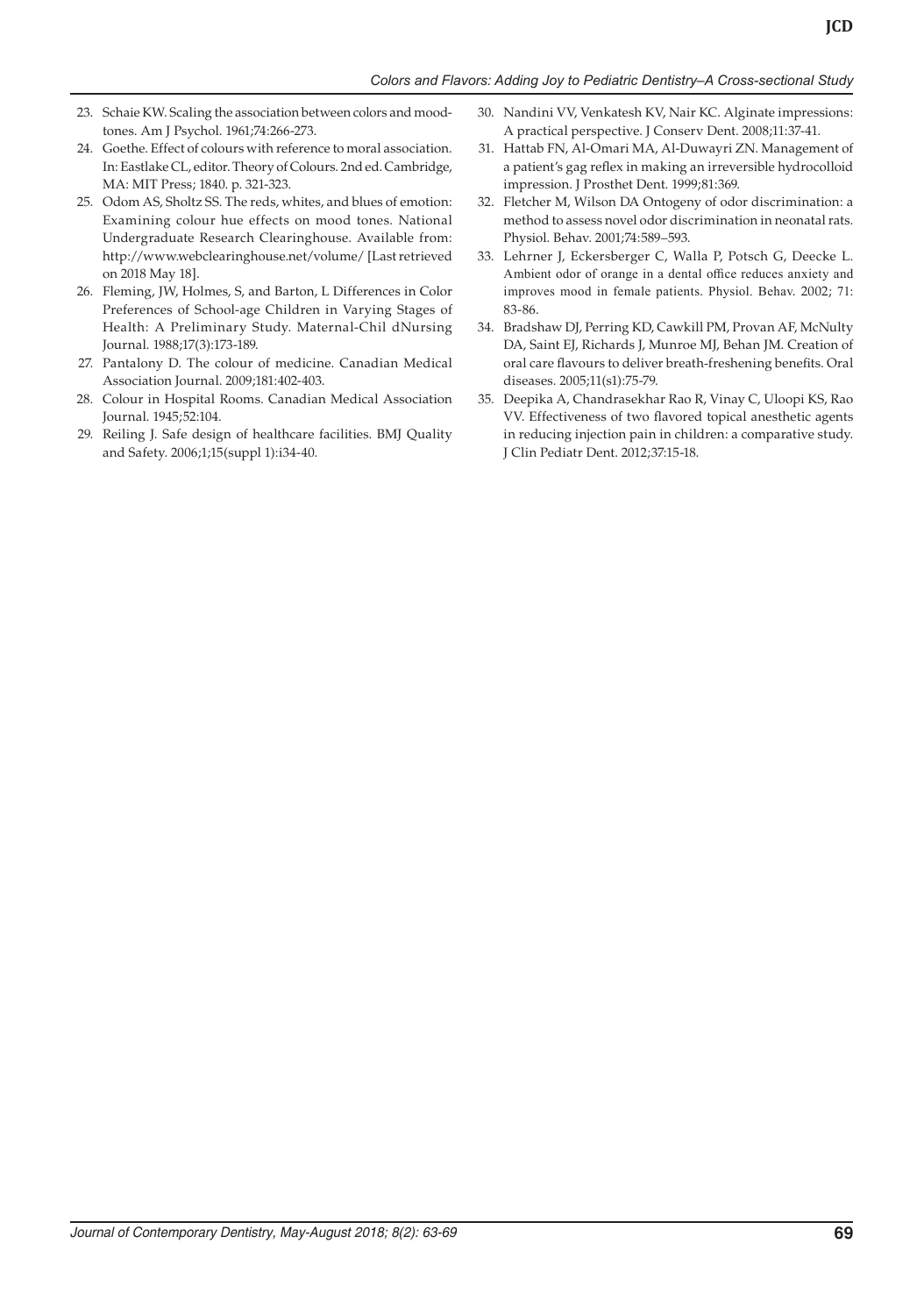23. Schaie KW. Scaling the association between colors and mood-tones. Am J Psychol. 1961;74:266-273.
24. Goethe. Effect of colours with reference to moral association. In: Eastlake CL, editor. Theory of Colours. 2nd ed. Cambridge, MA: MIT Press; 1840. p. 321-323.
25. Odom AS, Sholtz SS. The reds, whites, and blues of emotion: Examining colour hue effects on mood tones. National Undergraduate Research Clearinghouse. Available from: http://www.webclearinghouse.net/volume/ [Last retrieved on 2018 May 18].
26. Fleming, JW, Holmes, S, and Barton, L Differences in Color Preferences of School-age Children in Varying Stages of Health: A Preliminary Study. Maternal-Chil dNursing Journal. 1988;17(3):173-189.
27. Pantalony D. The colour of medicine. Canadian Medical Association Journal. 2009;181:402-403.
28. Colour in Hospital Rooms. Canadian Medical Association Journal. 1945;52:104.
29. Reiling J. Safe design of healthcare facilities. BMJ Quality and Safety. 2006;1;15(suppl 1):i34-40.
30. Nandini VV, Venkatesh KV, Nair KC. Alginate impressions: A practical perspective. J Conserv Dent. 2008;11:37-41.
31. Hattab FN, Al-Omari MA, Al-Duwayri ZN. Management of a patient's gag reflex in making an irreversible hydrocolloid impression. J Prosthet Dent. 1999;81:369.
32. Fletcher M, Wilson DA Ontogeny of odor discrimination: a method to assess novel odor discrimination in neonatal rats. Physiol. Behav. 2001;74:589–593.
33. Lehrner J, Eckersberger C, Walla P, Potsch G, Deecke L. Ambient odor of orange in a dental office reduces anxiety and improves mood in female patients. Physiol. Behav. 2002; 71: 83-86.
34. Bradshaw DJ, Perring KD, Cawkill PM, Provan AF, McNulty DA, Saint EJ, Richards J, Munroe MJ, Behan JM. Creation of oral care flavours to deliver breath-freshening benefits. Oral diseases. 2005;11(s1):75-79.
35. Deepika A, Chandrasekhar Rao R, Vinay C, Uloopi KS, Rao VV. Effectiveness of two flavored topical anesthetic agents in reducing injection pain in children: a comparative study. J Clin Pediatr Dent. 2012;37:15-18.